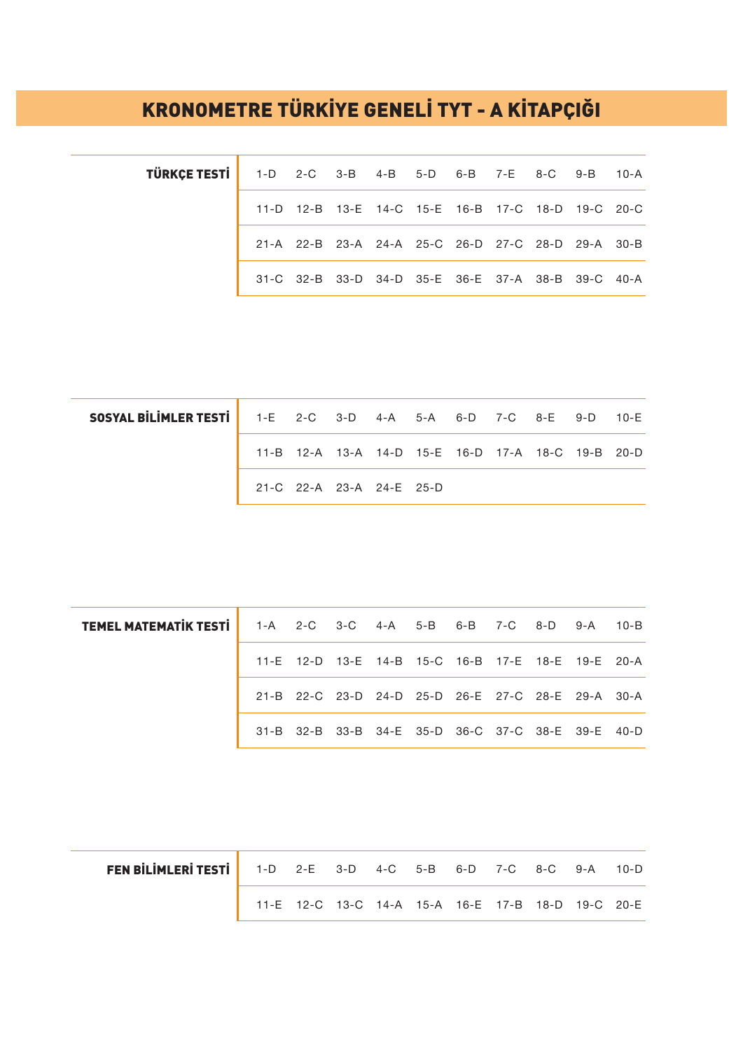# KRONOMETRE TÜRKİYE GENELİ TYT - A KİTAPÇIĞI

| TÜRKÇE TESTİ | | | | | | | | | | |
|---|---|---|---|---|---|---|---|---|---|---|
| | 1-D | 2-C | 3-B | 4-B | 5-D | 6-B | 7-E | 8-C | 9-B | 10-A |
| | 11-D | 12-B | 13-E | 14-C | 15-E | 16-B | 17-C | 18-D | 19-C | 20-C |
| | 21-A | 22-B | 23-A | 24-A | 25-C | 26-D | 27-C | 28-D | 29-A | 30-B |
| | 31-C | 32-B | 33-D | 34-D | 35-E | 36-E | 37-A | 38-B | 39-C | 40-A |

| SOSYAL BİLİMLER TESTİ | | | | | | | | | | |
|---|---|---|---|---|---|---|---|---|---|---|
| | 1-E | 2-C | 3-D | 4-A | 5-A | 6-D | 7-C | 8-E | 9-D | 10-E |
| | 11-B | 12-A | 13-A | 14-D | 15-E | 16-D | 17-A | 18-C | 19-B | 20-D |
| | 21-C | 22-A | 23-A | 24-E | 25-D | | | | | |

| TEMEL MATEMATİK TESTİ | | | | | | | | | | |
|---|---|---|---|---|---|---|---|---|---|---|
| | 1-A | 2-C | 3-C | 4-A | 5-B | 6-B | 7-C | 8-D | 9-A | 10-B |
| | 11-E | 12-D | 13-E | 14-B | 15-C | 16-B | 17-E | 18-E | 19-E | 20-A |
| | 21-B | 22-C | 23-D | 24-D | 25-D | 26-E | 27-C | 28-E | 29-A | 30-A |
| | 31-B | 32-B | 33-B | 34-E | 35-D | 36-C | 37-C | 38-E | 39-E | 40-D |

| FEN BİLİMLERİ TESTİ | | | | | | | | | | |
|---|---|---|---|---|---|---|---|---|---|---|
| | 1-D | 2-E | 3-D | 4-C | 5-B | 6-D | 7-C | 8-C | 9-A | 10-D |
| | 11-E | 12-C | 13-C | 14-A | 15-A | 16-E | 17-B | 18-D | 19-C | 20-E |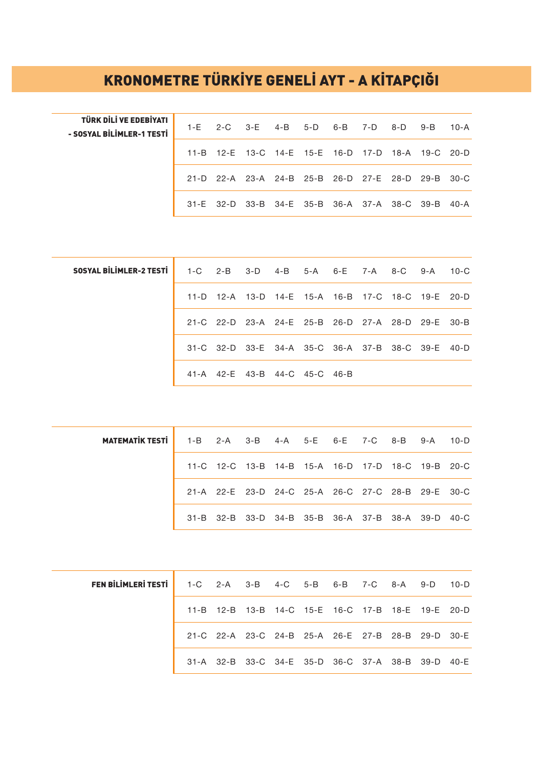# KRONOMETRE TÜRKİYE GENELİ AYT - A KİTAPÇIĞI

**TÜRK DİLİ VE EDEBİYATI - SOSYAL BİLİMLER-1 TESTİ**

| | | | | | | | | | |
|---|---|---|---|---|---|---|---|---|---|
| 1-E | 2-C | 3-E | 4-B | 5-D | 6-B | 7-D | 8-D | 9-B | 10-A |
| 11-B | 12-E | 13-C | 14-E | 15-E | 16-D | 17-D | 18-A | 19-C | 20-D |
| 21-D | 22-A | 23-A | 24-B | 25-B | 26-D | 27-E | 28-D | 29-B | 30-C |
| 31-E | 32-D | 33-B | 34-E | 35-B | 36-A | 37-A | 38-C | 39-B | 40-A |

**SOSYAL BİLİMLER-2 TESTİ**

| | | | | | | | | | |
|---|---|---|---|---|---|---|---|---|---|
| 1-C | 2-B | 3-D | 4-B | 5-A | 6-E | 7-A | 8-C | 9-A | 10-C |
| 11-D | 12-A | 13-D | 14-E | 15-A | 16-B | 17-C | 18-C | 19-E | 20-D |
| 21-C | 22-D | 23-A | 24-E | 25-B | 26-D | 27-A | 28-D | 29-E | 30-B |
| 31-C | 32-D | 33-E | 34-A | 35-C | 36-A | 37-B | 38-C | 39-E | 40-D |
| 41-A | 42-E | 43-B | 44-C | 45-C | 46-B | | | | |

**MATEMATİK TESTİ**

| | | | | | | | | | |
|---|---|---|---|---|---|---|---|---|---|
| 1-B | 2-A | 3-B | 4-A | 5-E | 6-E | 7-C | 8-B | 9-A | 10-D |
| 11-C | 12-C | 13-B | 14-B | 15-A | 16-D | 17-D | 18-C | 19-B | 20-C |
| 21-A | 22-E | 23-D | 24-C | 25-A | 26-C | 27-C | 28-B | 29-E | 30-C |
| 31-B | 32-B | 33-D | 34-B | 35-B | 36-A | 37-B | 38-A | 39-D | 40-C |

**FEN BİLİMLERİ TESTİ**

| | | | | | | | | | |
|---|---|---|---|---|---|---|---|---|---|
| 1-C | 2-A | 3-B | 4-C | 5-B | 6-B | 7-C | 8-A | 9-D | 10-D |
| 11-B | 12-B | 13-B | 14-C | 15-E | 16-C | 17-B | 18-E | 19-E | 20-D |
| 21-C | 22-A | 23-C | 24-B | 25-A | 26-E | 27-B | 28-B | 29-D | 30-E |
| 31-A | 32-B | 33-C | 34-E | 35-D | 36-C | 37-A | 38-B | 39-D | 40-E |